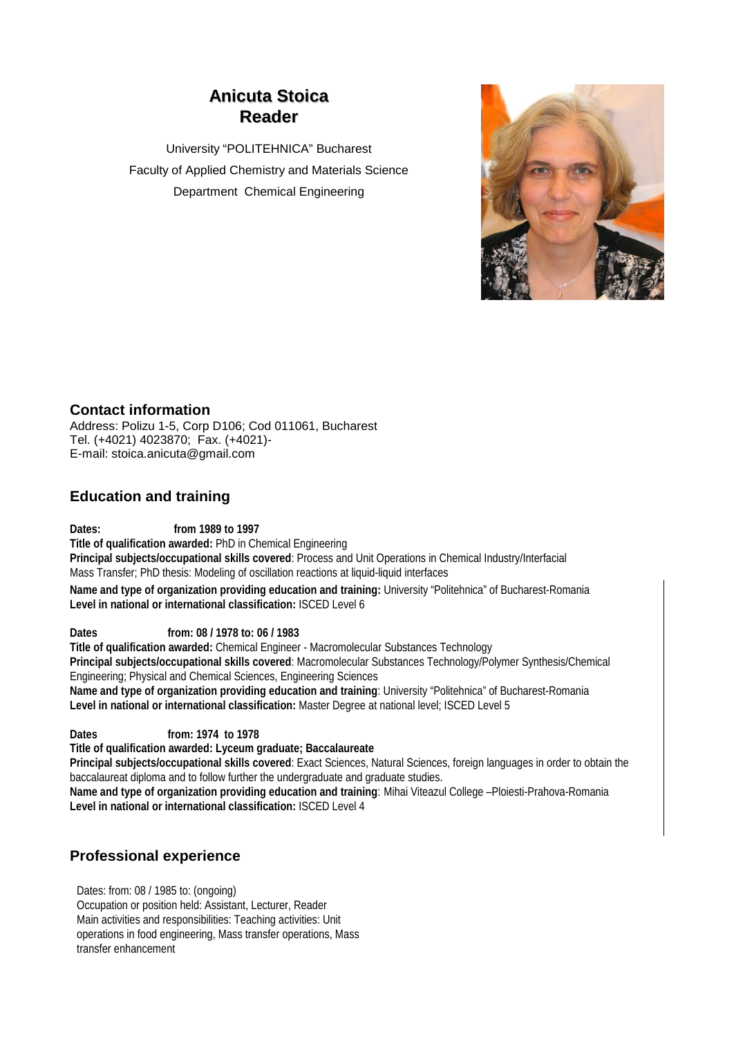# Anicuta Stoica
# Reader

University "POLITEHNICA" Bucharest
Faculty of Applied Chemistry and Materials Science
Department Chemical Engineering

## Contact information

Address: Polizu 1-5, Corp D106; Cod 011061, Bucharest
Tel. (+4021) 4023870; Fax. (+4021)-
E-mail: stoica.anicuta@gmail.com

## Education and training

**Dates: from 1989 to 1997**
**Title of qualification awarded:** PhD in Chemical Engineering
**Principal subjects/occupational skills covered**: Process and Unit Operations in Chemical Industry/Interfacial Mass Transfer; PhD thesis: Modeling of oscillation reactions at liquid-liquid interfaces
**Name and type of organization providing education and training:** University "Politehnica" of Bucharest-Romania
**Level in national or international classification:** ISCED Level 6

**Dates from: 08 / 1978 to: 06 / 1983**
**Title of qualification awarded:** Chemical Engineer - Macromolecular Substances Technology
**Principal subjects/occupational skills covered**: Macromolecular Substances Technology/Polymer Synthesis/Chemical Engineering; Physical and Chemical Sciences, Engineering Sciences
**Name and type of organization providing education and training**: University "Politehnica" of Bucharest-Romania
**Level in national or international classification:** Master Degree at national level; ISCED Level 5

**Dates from: 1974 to 1978**
**Title of qualification awarded: Lyceum graduate; Baccalaureate**
**Principal subjects/occupational skills covered**: Exact Sciences, Natural Sciences, foreign languages in order to obtain the baccalaureat diploma and to follow further the undergraduate and graduate studies.
**Name and type of organization providing education and training**: Mihai Viteazul College –Ploiesti-Prahova-Romania
**Level in national or international classification:** ISCED Level 4

## Professional experience

Dates: from: 08 / 1985 to: (ongoing)
Occupation or position held: Assistant, Lecturer, Reader
Main activities and responsibilities: Teaching activities: Unit operations in food engineering, Mass transfer operations, Mass transfer enhancement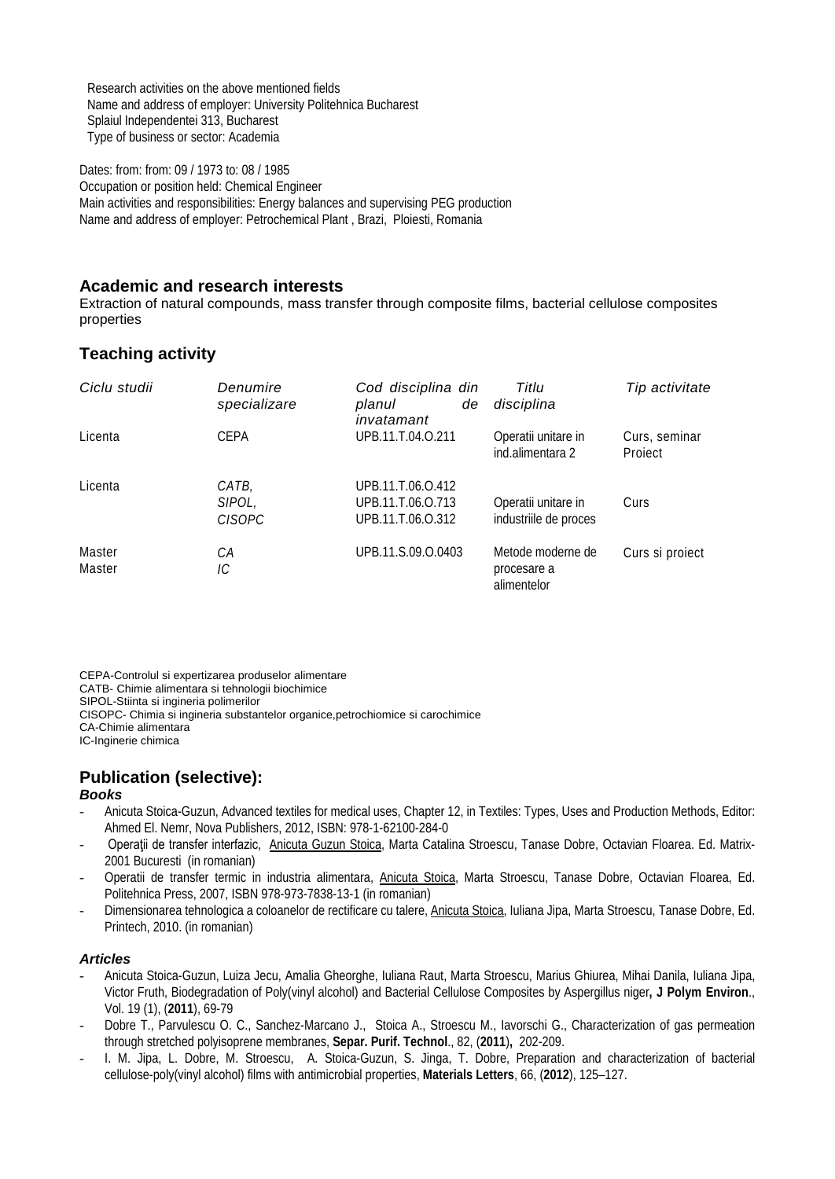Research activities on the above mentioned fields
Name and address of employer: University Politehnica Bucharest
Splaiul Independentei 313, Bucharest
Type of business or sector: Academia

Dates: from: from: 09 / 1973 to: 08 / 1985
Occupation or position held: Chemical Engineer
Main activities and responsibilities: Energy balances and supervising PEG production
Name and address of employer: Petrochemical Plant , Brazi, Ploiesti, Romania

## Academic and research interests

Extraction of natural compounds, mass transfer through composite films, bacterial cellulose composites properties

## Teaching activity

| *Ciclu studii* | *Denumire specializare* | *Cod disciplina din planul de invatamant* | *Titlu disciplina* | *Tip activitate* |
|---|---|---|---|---|
| Licenta | CEPA | UPB.11.T.04.O.211 | Operatii unitare in ind.alimentara 2 | Curs, seminar Proiect |
| Licenta | *CATB, SIPOL, CISOPC* | UPB.11.T.06.O.412 UPB.11.T.06.O.713 UPB.11.T.06.O.312 | Operatii unitare in industriile de proces | Curs |
| Master Master | *CA IC* | UPB.11.S.09.O.0403 | Metode moderne de procesare a alimentelor | Curs si proiect |

CEPA-Controlul si expertizarea produselor alimentare
CATB- Chimie alimentara si tehnologii biochimice
SIPOL-Stiinta si ingineria polimerilor
CISOPC- Chimia si ingineria substantelor organice,petrochiomice si carochimice
CA-Chimie alimentara
IC-Inginerie chimica

## Publication (selective):

### *Books*

- Anicuta Stoica-Guzun, Advanced textiles for medical uses, Chapter 12, in Textiles: Types, Uses and Production Methods, Editor: Ahmed El. Nemr, Nova Publishers, 2012, ISBN: 978-1-62100-284-0
- Operaţii de transfer interfazic, Anicuta Guzun Stoica, Marta Catalina Stroescu, Tanase Dobre, Octavian Floarea. Ed. Matrix-2001 Bucuresti (in romanian)
- Operatii de transfer termic in industria alimentara, Anicuta Stoica, Marta Stroescu, Tanase Dobre, Octavian Floarea, Ed. Politehnica Press, 2007, ISBN 978-973-7838-13-1 (in romanian)
- Dimensionarea tehnologica a coloanelor de rectificare cu talere, Anicuta Stoica, Iuliana Jipa, Marta Stroescu, Tanase Dobre, Ed. Printech, 2010. (in romanian)

### *Articles*

- Anicuta Stoica-Guzun, Luiza Jecu, Amalia Gheorghe, Iuliana Raut, Marta Stroescu, Marius Ghiurea, Mihai Danila, Iuliana Jipa, Victor Fruth, Biodegradation of Poly(vinyl alcohol) and Bacterial Cellulose Composites by Aspergillus niger**, J Polym Environ**., Vol. 19 (1), (**2011**), 69-79
- Dobre T., Parvulescu O. C., Sanchez-Marcano J., Stoica A., Stroescu M., Iavorschi G., Characterization of gas permeation through stretched polyisoprene membranes, **Separ. Purif. Technol**., 82, (**2011**)**,** 202-209.
- I. M. Jipa, L. Dobre, M. Stroescu, A. Stoica-Guzun, S. Jinga, T. Dobre, Preparation and characterization of bacterial cellulose-poly(vinyl alcohol) films with antimicrobial properties, **Materials Letters**, 66, (**2012**), 125–127.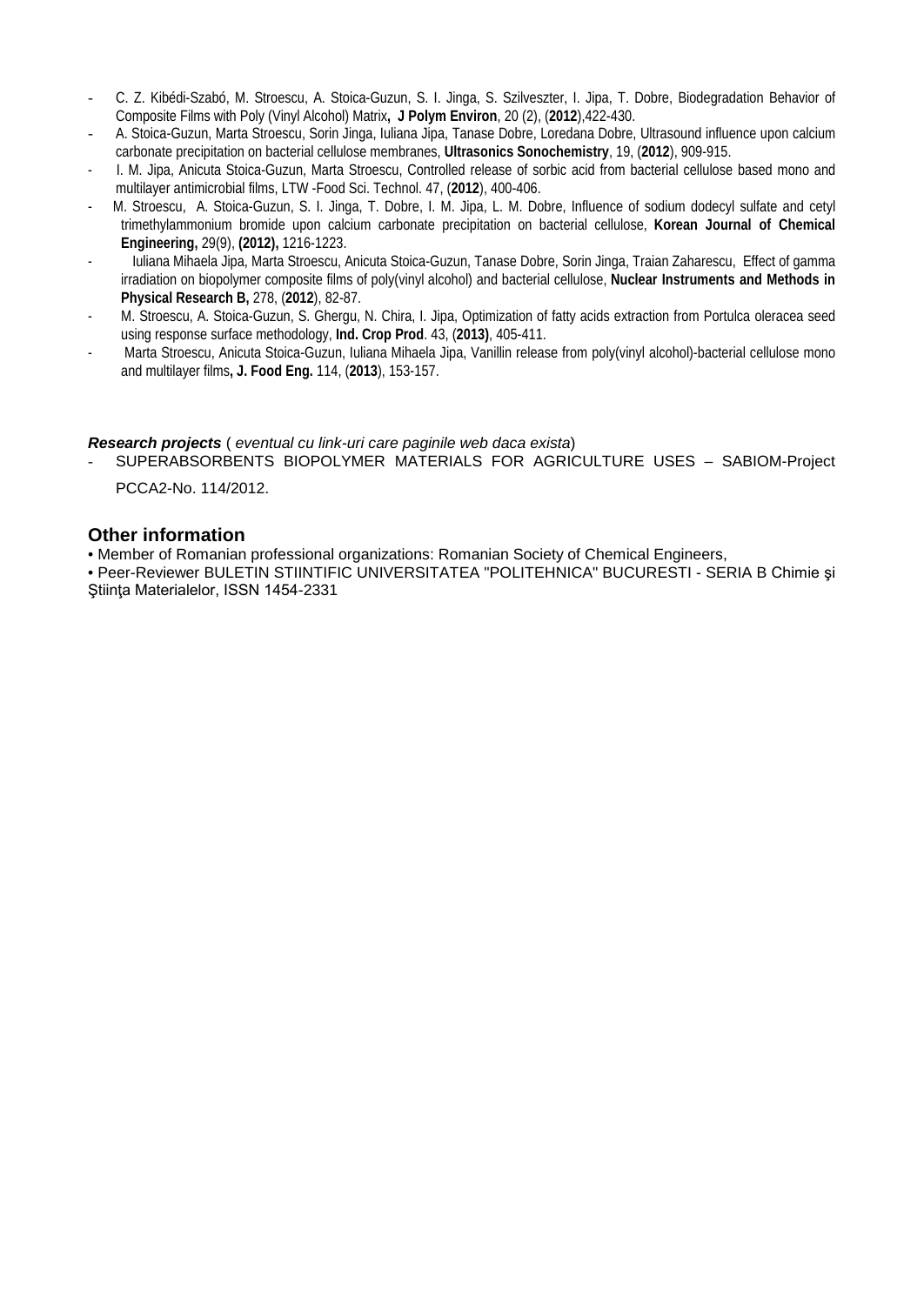- C. Z. Kibédi-Szabó, M. Stroescu, A. Stoica-Guzun, S. I. Jinga, S. Szilveszter, I. Jipa, T. Dobre, Biodegradation Behavior of Composite Films with Poly (Vinyl Alcohol) Matrix**, J Polym Environ**, 20 (2), (**2012**),422-430.
- A. Stoica-Guzun, Marta Stroescu, Sorin Jinga, Iuliana Jipa, Tanase Dobre, Loredana Dobre, Ultrasound influence upon calcium carbonate precipitation on bacterial cellulose membranes, **Ultrasonics Sonochemistry**, 19, (**2012**), 909-915.
- I. M. Jipa, Anicuta Stoica-Guzun, Marta Stroescu, Controlled release of sorbic acid from bacterial cellulose based mono and multilayer antimicrobial films, LTW -Food Sci. Technol. 47, (**2012**), 400-406.
- M. Stroescu, A. Stoica-Guzun, S. I. Jinga, T. Dobre, I. M. Jipa, L. M. Dobre, Influence of sodium dodecyl sulfate and cetyl trimethylammonium bromide upon calcium carbonate precipitation on bacterial cellulose, **Korean Journal of Chemical Engineering,** 29(9), **(2012),** 1216-1223.
- Iuliana Mihaela Jipa, Marta Stroescu, Anicuta Stoica-Guzun, Tanase Dobre, Sorin Jinga, Traian Zaharescu, Effect of gamma irradiation on biopolymer composite films of poly(vinyl alcohol) and bacterial cellulose, **Nuclear Instruments and Methods in Physical Research B,** 278, (**2012**), 82-87.
- M. Stroescu, A. Stoica-Guzun, S. Ghergu, N. Chira, I. Jipa, Optimization of fatty acids extraction from Portulca oleracea seed using response surface methodology, **Ind. Crop Prod**. 43, (**2013)**, 405-411.
- Marta Stroescu, Anicuta Stoica-Guzun, Iuliana Mihaela Jipa, Vanillin release from poly(vinyl alcohol)-bacterial cellulose mono and multilayer films**, J. Food Eng.** 114, (**2013**), 153-157.

***Research projects*** ( *eventual cu link-uri care paginile web daca exista*)

- SUPERABSORBENTS BIOPOLYMER MATERIALS FOR AGRICULTURE USES – SABIOM-Project PCCA2-No. 114/2012.

## Other information

• Member of Romanian professional organizations: Romanian Society of Chemical Engineers,

• Peer-Reviewer BULETIN STIINTIFIC UNIVERSITATEA "POLITEHNICA" BUCURESTI - SERIA B Chimie şi Ştiinţa Materialelor, ISSN 1454-2331